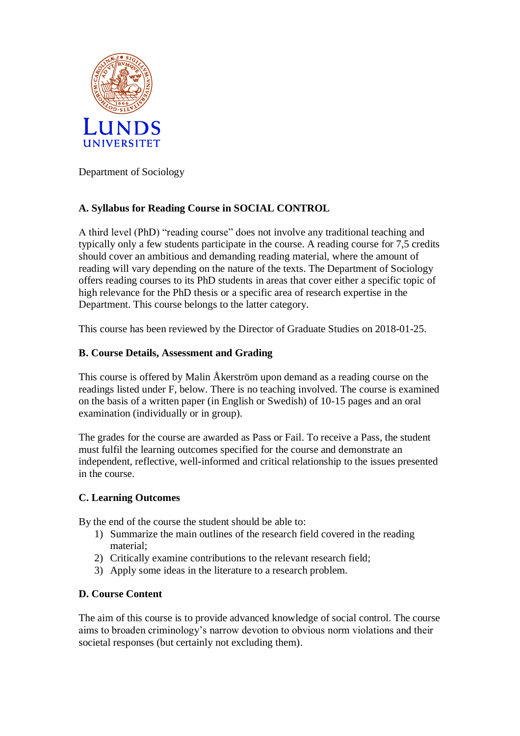Department of Sociology

## A. Syllabus for Reading Course in SOCIAL CONTROL

A third level (PhD) “reading course” does not involve any traditional teaching and typically only a few students participate in the course. A reading course for 7,5 credits should cover an ambitious and demanding reading material, where the amount of reading will vary depending on the nature of the texts. The Department of Sociology offers reading courses to its PhD students in areas that cover either a specific topic of high relevance for the PhD thesis or a specific area of research expertise in the Department. This course belongs to the latter category.

This course has been reviewed by the Director of Graduate Studies on 2018-01-25.

## B. Course Details, Assessment and Grading

This course is offered by Malin Åkerström upon demand as a reading course on the readings listed under F, below. There is no teaching involved. The course is examined on the basis of a written paper (in English or Swedish) of 10-15 pages and an oral examination (individually or in group).

The grades for the course are awarded as Pass or Fail. To receive a Pass, the student must fulfil the learning outcomes specified for the course and demonstrate an independent, reflective, well-informed and critical relationship to the issues presented in the course.

## C. Learning Outcomes

By the end of the course the student should be able to:

1) Summarize the main outlines of the research field covered in the reading material;
2) Critically examine contributions to the relevant research field;
3) Apply some ideas in the literature to a research problem.

## D. Course Content

The aim of this course is to provide advanced knowledge of social control. The course aims to broaden criminology’s narrow devotion to obvious norm violations and their societal responses (but certainly not excluding them).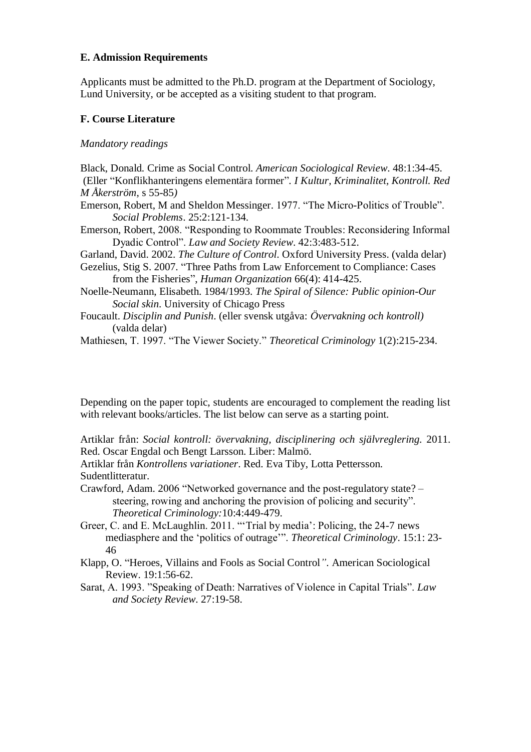**E. Admission Requirements**

Applicants must be admitted to the Ph.D. program at the Department of Sociology, Lund University, or be accepted as a visiting student to that program.

**F. Course Literature**

*Mandatory readings*

Black, Donald. Crime as Social Control. *American Sociological Review*. 48:1:34-45. (Eller "Konflikhanteringens elementära former". *I Kultur, Kriminalitet, Kontroll. Red M Åkerström,* s 55-85*)*

Emerson, Robert, M and Sheldon Messinger. 1977. "The Micro-Politics of Trouble". *Social Problems*. 25:2:121-134.

Emerson, Robert, 2008. "Responding to Roommate Troubles: Reconsidering Informal Dyadic Control". *Law and Society Review*. 42:3:483-512.

Garland, David. 2002. *The Culture of Control*. Oxford University Press. (valda delar)

Gezelius, Stig S. 2007. "Three Paths from Law Enforcement to Compliance: Cases from the Fisheries", *Human Organization* 66(4): 414-425.

Noelle-Neumann, Elisabeth. 1984/1993. *The Spiral of Silence: Public opinion-Our Social skin*. University of Chicago Press

Foucault. *Disciplin and Punish*. (eller svensk utgåva: *Övervakning och kontroll)* (valda delar)

Mathiesen, T. 1997. "The Viewer Society." *Theoretical Criminology* 1(2):215-234.

Depending on the paper topic, students are encouraged to complement the reading list with relevant books/articles. The list below can serve as a starting point.

Artiklar från: *Social kontroll: övervakning, disciplinering och självreglering.* 2011. Red. Oscar Engdal och Bengt Larsson. Liber: Malmö.

Artiklar från *Kontrollens variationer*. Red. Eva Tiby, Lotta Pettersson. Sudentlitteratur.

Crawford, Adam. 2006 "Networked governance and the post-regulatory state? – steering, rowing and anchoring the provision of policing and security". *Theoretical Criminology:*10:4:449-479.

Greer, C. and E. McLaughlin. 2011. "'Trial by media': Policing, the 24-7 news mediasphere and the 'politics of outrage'". *Theoretical Criminology*. 15:1: 23-46

Klapp, O. "Heroes, Villains and Fools as Social Control*"*. American Sociological Review. 19:1:56-62.

Sarat, A. 1993. "Speaking of Death: Narratives of Violence in Capital Trials". *Law and Society Review*. 27:19-58.